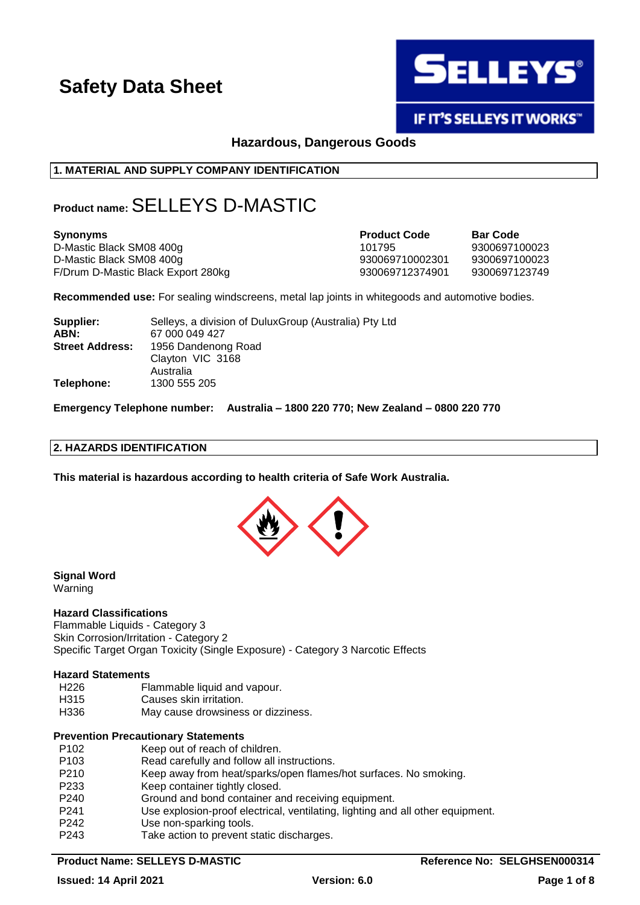# Safety Data Sheet

SELLEYS

IF IT'S SELLEYS IT WORKS™

**Hazardous, Dangerous Goods**

## 1. MATERIAL AND SUPPLY COMPANY IDENTIFICATION

**Product name:** SELLEYS D-MASTIC

| Synonyms | Product Code | Bar Code |
|---|---|---|
| D-Mastic Black SM08 400g | 101795 | 9300697100023 |
| D-Mastic Black SM08 400g | 930069710002301 | 9300697100023 |
| F/Drum D-Mastic Black Export 280kg | 930069712374901 | 9300697123749 |

**Recommended use:** For sealing windscreens, metal lap joints in whitegoods and automotive bodies.

**Supplier:** Selleys, a division of DuluxGroup (Australia) Pty Ltd
**ABN:** 67 000 049 427
**Street Address:** 1956 Dandenong Road
Clayton VIC 3168
Australia
**Telephone:** 1300 555 205

**Emergency Telephone number: Australia – 1800 220 770; New Zealand – 0800 220 770**

## 2. HAZARDS IDENTIFICATION

**This material is hazardous according to health criteria of Safe Work Australia.**

**Signal Word**
Warning

**Hazard Classifications**
Flammable Liquids - Category 3
Skin Corrosion/Irritation - Category 2
Specific Target Organ Toxicity (Single Exposure) - Category 3 Narcotic Effects

**Hazard Statements**

| | |
|---|---|
| H226 | Flammable liquid and vapour. |
| H315 | Causes skin irritation. |
| H336 | May cause drowsiness or dizziness. |

**Prevention Precautionary Statements**

| | |
|---|---|
| P102 | Keep out of reach of children. |
| P103 | Read carefully and follow all instructions. |
| P210 | Keep away from heat/sparks/open flames/hot surfaces. No smoking. |
| P233 | Keep container tightly closed. |
| P240 | Ground and bond container and receiving equipment. |
| P241 | Use explosion-proof electrical, ventilating, lighting and all other equipment. |
| P242 | Use non-sparking tools. |
| P243 | Take action to prevent static discharges. |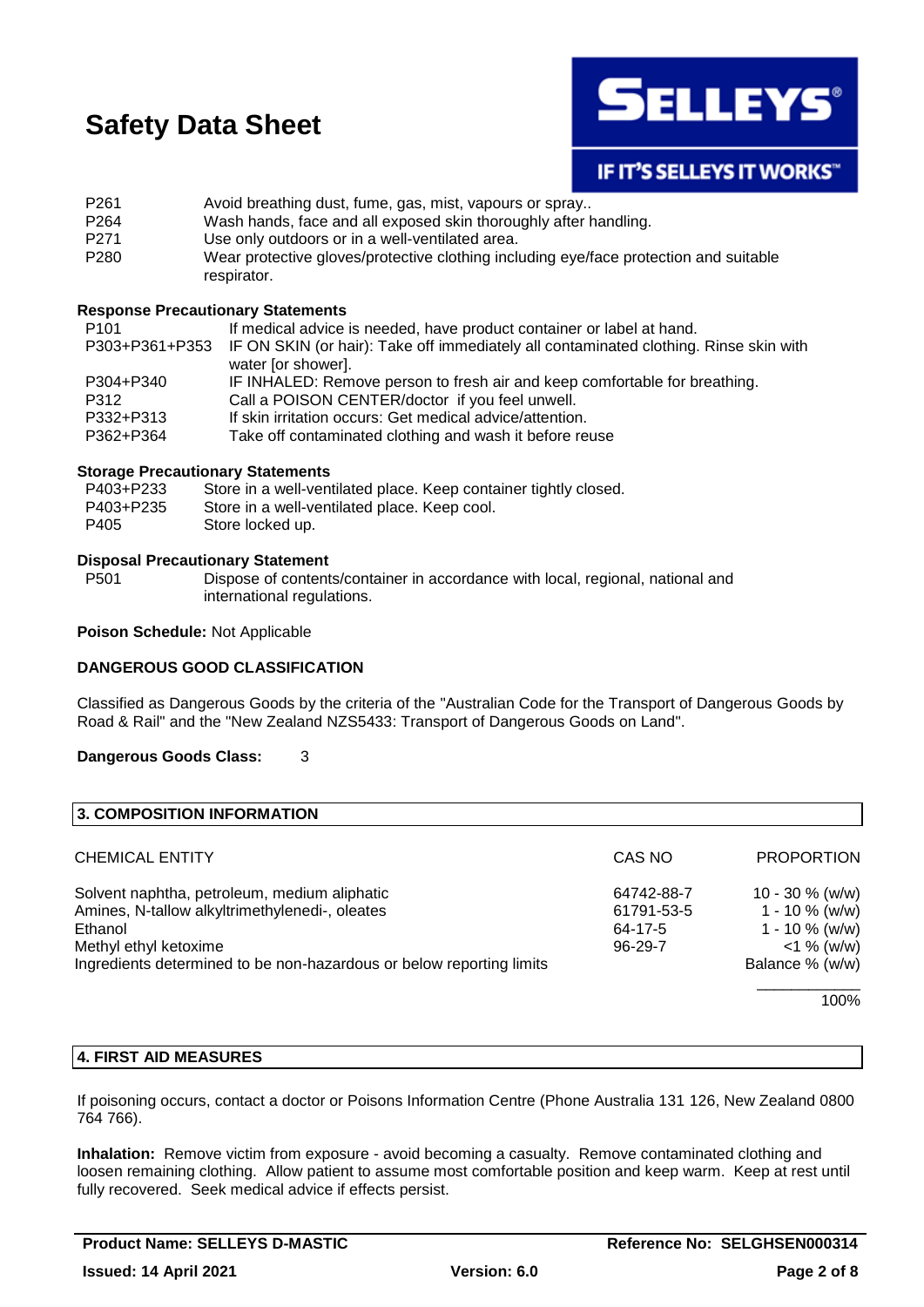| | |
|---|---|
| P261 | Avoid breathing dust, fume, gas, mist, vapours or spray.. |
| P264 | Wash hands, face and all exposed skin thoroughly after handling. |
| P271 | Use only outdoors or in a well-ventilated area. |
| P280 | Wear protective gloves/protective clothing including eye/face protection and suitable respirator. |

**Response Precautionary Statements**

| | |
|---|---|
| P101 | If medical advice is needed, have product container or label at hand. |
| P303+P361+P353 | IF ON SKIN (or hair): Take off immediately all contaminated clothing. Rinse skin with water [or shower]. |
| P304+P340 | IF INHALED: Remove person to fresh air and keep comfortable for breathing. |
| P312 | Call a POISON CENTER/doctor if you feel unwell. |
| P332+P313 | If skin irritation occurs: Get medical advice/attention. |
| P362+P364 | Take off contaminated clothing and wash it before reuse |

**Storage Precautionary Statements**

| | |
|---|---|
| P403+P233 | Store in a well-ventilated place. Keep container tightly closed. |
| P403+P235 | Store in a well-ventilated place. Keep cool. |
| P405 | Store locked up. |

**Disposal Precautionary Statement**

| | |
|---|---|
| P501 | Dispose of contents/container in accordance with local, regional, national and international regulations. |

**Poison Schedule:** Not Applicable

**DANGEROUS GOOD CLASSIFICATION**

Classified as Dangerous Goods by the criteria of the "Australian Code for the Transport of Dangerous Goods by Road & Rail" and the "New Zealand NZS5433: Transport of Dangerous Goods on Land".

**Dangerous Goods Class:** 3

## 3. COMPOSITION INFORMATION

| CHEMICAL ENTITY | CAS NO | PROPORTION |
|---|---|---|
| Solvent naphtha, petroleum, medium aliphatic | 64742-88-7 | 10 - 30 % (w/w) |
| Amines, N-tallow alkyltrimethylenedi-, oleates | 61791-53-5 | 1 - 10 % (w/w) |
| Ethanol | 64-17-5 | 1 - 10 % (w/w) |
| Methyl ethyl ketoxime | 96-29-7 | <1 % (w/w) |
| Ingredients determined to be non-hazardous or below reporting limits | | Balance % (w/w) |
| | | 100% |

## 4. FIRST AID MEASURES

If poisoning occurs, contact a doctor or Poisons Information Centre (Phone Australia 131 126, New Zealand 0800 764 766).

**Inhalation:** Remove victim from exposure - avoid becoming a casualty. Remove contaminated clothing and loosen remaining clothing. Allow patient to assume most comfortable position and keep warm. Keep at rest until fully recovered. Seek medical advice if effects persist.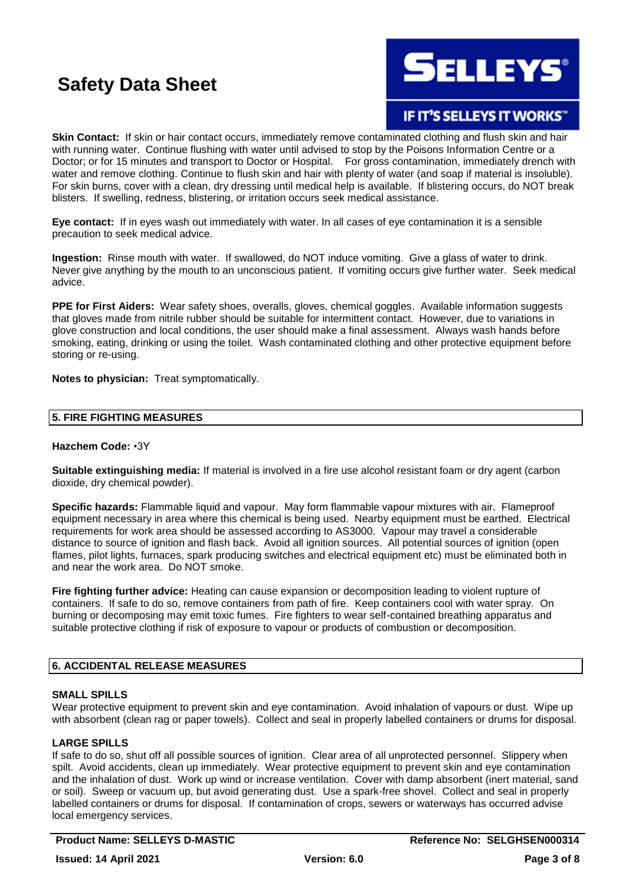**Skin Contact:** If skin or hair contact occurs, immediately remove contaminated clothing and flush skin and hair with running water. Continue flushing with water until advised to stop by the Poisons Information Centre or a Doctor; or for 15 minutes and transport to Doctor or Hospital. For gross contamination, immediately drench with water and remove clothing. Continue to flush skin and hair with plenty of water (and soap if material is insoluble). For skin burns, cover with a clean, dry dressing until medical help is available. If blistering occurs, do NOT break blisters. If swelling, redness, blistering, or irritation occurs seek medical assistance.

**Eye contact:** If in eyes wash out immediately with water. In all cases of eye contamination it is a sensible precaution to seek medical advice.

**Ingestion:** Rinse mouth with water. If swallowed, do NOT induce vomiting. Give a glass of water to drink. Never give anything by the mouth to an unconscious patient. If vomiting occurs give further water. Seek medical advice.

**PPE for First Aiders:** Wear safety shoes, overalls, gloves, chemical goggles. Available information suggests that gloves made from nitrile rubber should be suitable for intermittent contact. However, due to variations in glove construction and local conditions, the user should make a final assessment. Always wash hands before smoking, eating, drinking or using the toilet. Wash contaminated clothing and other protective equipment before storing or re-using.

**Notes to physician:** Treat symptomatically.

## 5. FIRE FIGHTING MEASURES

**Hazchem Code:** •3Y

**Suitable extinguishing media:** If material is involved in a fire use alcohol resistant foam or dry agent (carbon dioxide, dry chemical powder).

**Specific hazards:** Flammable liquid and vapour. May form flammable vapour mixtures with air. Flameproof equipment necessary in area where this chemical is being used. Nearby equipment must be earthed. Electrical requirements for work area should be assessed according to AS3000. Vapour may travel a considerable distance to source of ignition and flash back. Avoid all ignition sources. All potential sources of ignition (open flames, pilot lights, furnaces, spark producing switches and electrical equipment etc) must be eliminated both in and near the work area. Do NOT smoke.

**Fire fighting further advice:** Heating can cause expansion or decomposition leading to violent rupture of containers. If safe to do so, remove containers from path of fire. Keep containers cool with water spray. On burning or decomposing may emit toxic fumes. Fire fighters to wear self-contained breathing apparatus and suitable protective clothing if risk of exposure to vapour or products of combustion or decomposition.

## 6. ACCIDENTAL RELEASE MEASURES

### SMALL SPILLS

Wear protective equipment to prevent skin and eye contamination. Avoid inhalation of vapours or dust. Wipe up with absorbent (clean rag or paper towels). Collect and seal in properly labelled containers or drums for disposal.

### LARGE SPILLS

If safe to do so, shut off all possible sources of ignition. Clear area of all unprotected personnel. Slippery when spilt. Avoid accidents, clean up immediately. Wear protective equipment to prevent skin and eye contamination and the inhalation of dust. Work up wind or increase ventilation. Cover with damp absorbent (inert material, sand or soil). Sweep or vacuum up, but avoid generating dust. Use a spark-free shovel. Collect and seal in properly labelled containers or drums for disposal. If contamination of crops, sewers or waterways has occurred advise local emergency services.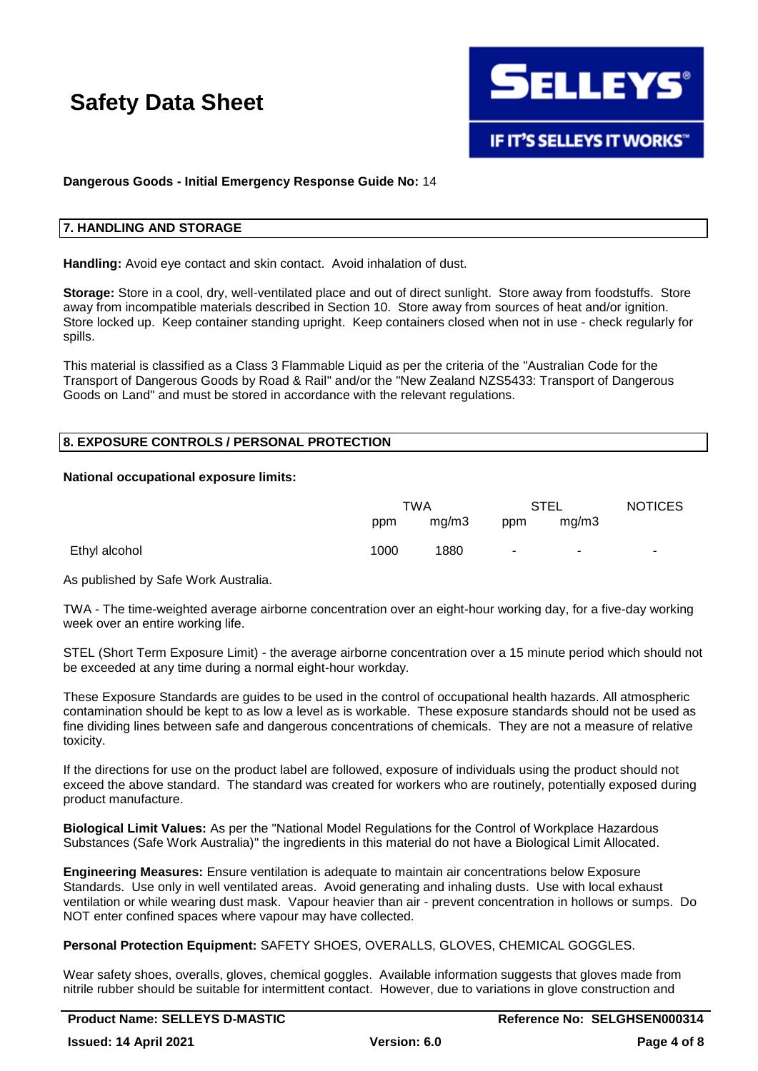**Dangerous Goods - Initial Emergency Response Guide No:** 14

## 7. HANDLING AND STORAGE

**Handling:** Avoid eye contact and skin contact. Avoid inhalation of dust.

**Storage:** Store in a cool, dry, well-ventilated place and out of direct sunlight. Store away from foodstuffs. Store away from incompatible materials described in Section 10. Store away from sources of heat and/or ignition. Store locked up. Keep container standing upright. Keep containers closed when not in use - check regularly for spills.

This material is classified as a Class 3 Flammable Liquid as per the criteria of the "Australian Code for the Transport of Dangerous Goods by Road & Rail" and/or the "New Zealand NZS5433: Transport of Dangerous Goods on Land" and must be stored in accordance with the relevant regulations.

## 8. EXPOSURE CONTROLS / PERSONAL PROTECTION

**National occupational exposure limits:**

| | TWA | | STEL | | NOTICES |
|---|---|---|---|---|---|
| | ppm | mg/m3 | ppm | mg/m3 | |
| Ethyl alcohol | 1000 | 1880 | - | - | - |

As published by Safe Work Australia.

TWA - The time-weighted average airborne concentration over an eight-hour working day, for a five-day working week over an entire working life.

STEL (Short Term Exposure Limit) - the average airborne concentration over a 15 minute period which should not be exceeded at any time during a normal eight-hour workday.

These Exposure Standards are guides to be used in the control of occupational health hazards. All atmospheric contamination should be kept to as low a level as is workable. These exposure standards should not be used as fine dividing lines between safe and dangerous concentrations of chemicals. They are not a measure of relative toxicity.

If the directions for use on the product label are followed, exposure of individuals using the product should not exceed the above standard. The standard was created for workers who are routinely, potentially exposed during product manufacture.

**Biological Limit Values:** As per the "National Model Regulations for the Control of Workplace Hazardous Substances (Safe Work Australia)" the ingredients in this material do not have a Biological Limit Allocated.

**Engineering Measures:** Ensure ventilation is adequate to maintain air concentrations below Exposure Standards. Use only in well ventilated areas. Avoid generating and inhaling dusts. Use with local exhaust ventilation or while wearing dust mask. Vapour heavier than air - prevent concentration in hollows or sumps. Do NOT enter confined spaces where vapour may have collected.

**Personal Protection Equipment:** SAFETY SHOES, OVERALLS, GLOVES, CHEMICAL GOGGLES.

Wear safety shoes, overalls, gloves, chemical goggles. Available information suggests that gloves made from nitrile rubber should be suitable for intermittent contact. However, due to variations in glove construction and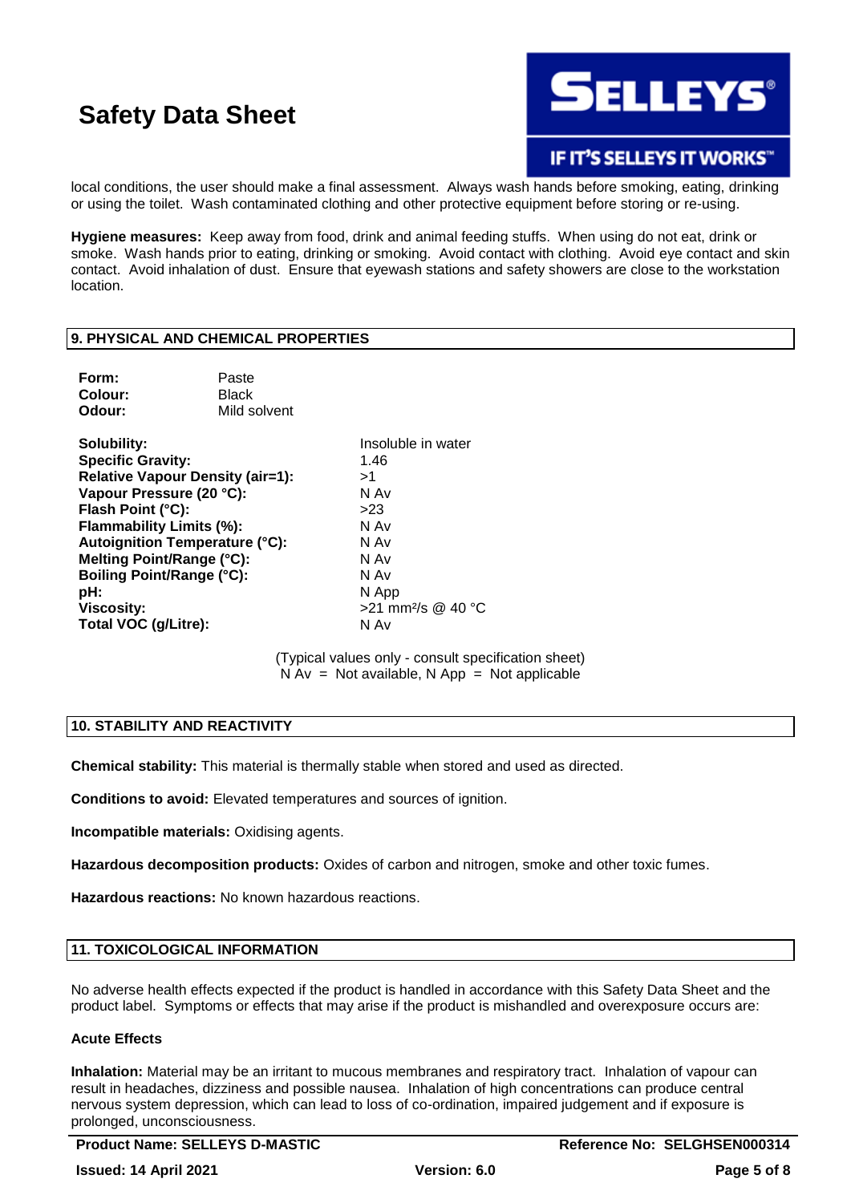local conditions, the user should make a final assessment. Always wash hands before smoking, eating, drinking or using the toilet. Wash contaminated clothing and other protective equipment before storing or re-using.

**Hygiene measures:** Keep away from food, drink and animal feeding stuffs. When using do not eat, drink or smoke. Wash hands prior to eating, drinking or smoking. Avoid contact with clothing. Avoid eye contact and skin contact. Avoid inhalation of dust. Ensure that eyewash stations and safety showers are close to the workstation location.

## 9. PHYSICAL AND CHEMICAL PROPERTIES

| | |
|---|---|
| **Form:** | Paste |
| **Colour:** | Black |
| **Odour:** | Mild solvent |

| | |
|---|---|
| **Solubility:** | Insoluble in water |
| **Specific Gravity:** | 1.46 |
| **Relative Vapour Density (air=1):** | >1 |
| **Vapour Pressure (20 °C):** | N Av |
| **Flash Point (°C):** | >23 |
| **Flammability Limits (%):** | N Av |
| **Autoignition Temperature (°C):** | N Av |
| **Melting Point/Range (°C):** | N Av |
| **Boiling Point/Range (°C):** | N Av |
| **pH:** | N App |
| **Viscosity:** | >21 $mm^2/s$ @ 40 °C |
| **Total VOC (g/Litre):** | N Av |

(Typical values only - consult specification sheet)
N Av = Not available, N App = Not applicable

## 10. STABILITY AND REACTIVITY

**Chemical stability:** This material is thermally stable when stored and used as directed.

**Conditions to avoid:** Elevated temperatures and sources of ignition.

**Incompatible materials:** Oxidising agents.

**Hazardous decomposition products:** Oxides of carbon and nitrogen, smoke and other toxic fumes.

**Hazardous reactions:** No known hazardous reactions.

## 11. TOXICOLOGICAL INFORMATION

No adverse health effects expected if the product is handled in accordance with this Safety Data Sheet and the product label. Symptoms or effects that may arise if the product is mishandled and overexposure occurs are:

### Acute Effects

**Inhalation:** Material may be an irritant to mucous membranes and respiratory tract. Inhalation of vapour can result in headaches, dizziness and possible nausea. Inhalation of high concentrations can produce central nervous system depression, which can lead to loss of co-ordination, impaired judgement and if exposure is prolonged, unconsciousness.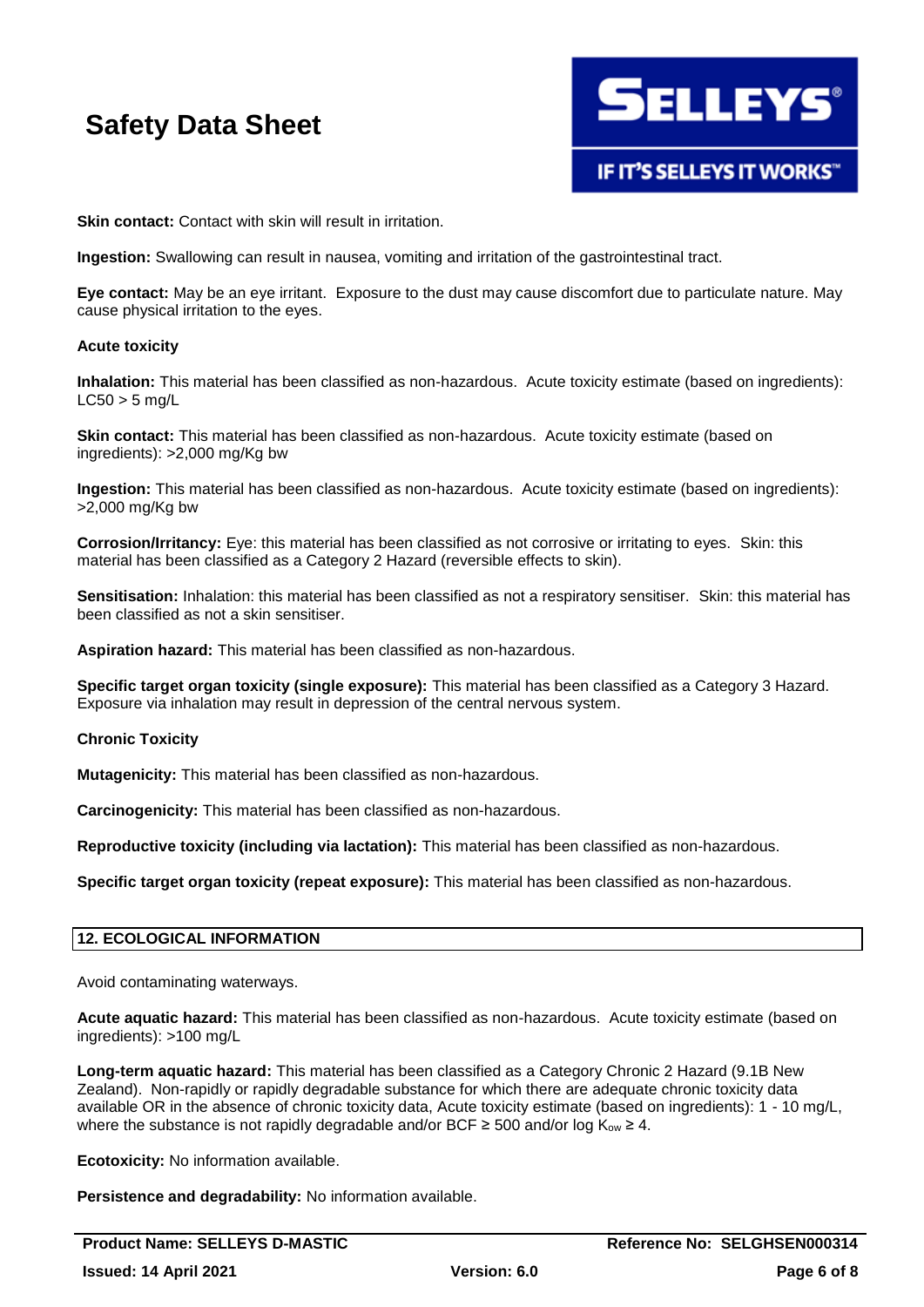**Skin contact:** Contact with skin will result in irritation.

**Ingestion:** Swallowing can result in nausea, vomiting and irritation of the gastrointestinal tract.

**Eye contact:** May be an eye irritant. Exposure to the dust may cause discomfort due to particulate nature. May cause physical irritation to the eyes.

**Acute toxicity**

**Inhalation:** This material has been classified as non-hazardous. Acute toxicity estimate (based on ingredients): LC50 > 5 mg/L

**Skin contact:** This material has been classified as non-hazardous. Acute toxicity estimate (based on ingredients): >2,000 mg/Kg bw

**Ingestion:** This material has been classified as non-hazardous. Acute toxicity estimate (based on ingredients): >2,000 mg/Kg bw

**Corrosion/Irritancy:** Eye: this material has been classified as not corrosive or irritating to eyes. Skin: this material has been classified as a Category 2 Hazard (reversible effects to skin).

**Sensitisation:** Inhalation: this material has been classified as not a respiratory sensitiser. Skin: this material has been classified as not a skin sensitiser.

**Aspiration hazard:** This material has been classified as non-hazardous.

**Specific target organ toxicity (single exposure):** This material has been classified as a Category 3 Hazard. Exposure via inhalation may result in depression of the central nervous system.

**Chronic Toxicity**

**Mutagenicity:** This material has been classified as non-hazardous.

**Carcinogenicity:** This material has been classified as non-hazardous.

**Reproductive toxicity (including via lactation):** This material has been classified as non-hazardous.

**Specific target organ toxicity (repeat exposure):** This material has been classified as non-hazardous.

## 12. ECOLOGICAL INFORMATION

Avoid contaminating waterways.

**Acute aquatic hazard:** This material has been classified as non-hazardous. Acute toxicity estimate (based on ingredients): >100 mg/L

**Long-term aquatic hazard:** This material has been classified as a Category Chronic 2 Hazard (9.1B New Zealand). Non-rapidly or rapidly degradable substance for which there are adequate chronic toxicity data available OR in the absence of chronic toxicity data, Acute toxicity estimate (based on ingredients): 1 - 10 mg/L, where the substance is not rapidly degradable and/or BCF ≥ 500 and/or log $K_{ow}$ ≥ 4.

**Ecotoxicity:** No information available.

**Persistence and degradability:** No information available.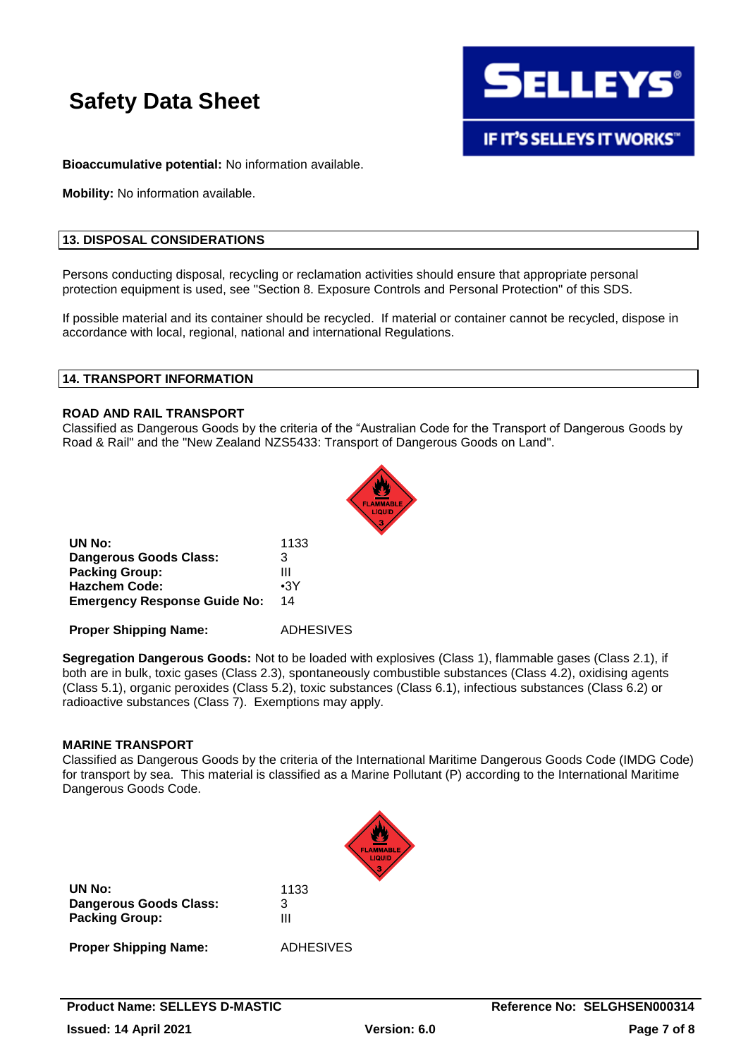**Bioaccumulative potential:** No information available.

**Mobility:** No information available.

## 13. DISPOSAL CONSIDERATIONS

Persons conducting disposal, recycling or reclamation activities should ensure that appropriate personal protection equipment is used, see "Section 8. Exposure Controls and Personal Protection" of this SDS.

If possible material and its container should be recycled. If material or container cannot be recycled, dispose in accordance with local, regional, national and international Regulations.

## 14. TRANSPORT INFORMATION

### ROAD AND RAIL TRANSPORT

Classified as Dangerous Goods by the criteria of the "Australian Code for the Transport of Dangerous Goods by Road & Rail" and the "New Zealand NZS5433: Transport of Dangerous Goods on Land".

| | |
|---|---|
| **UN No:** | 1133 |
| **Dangerous Goods Class:** | 3 |
| **Packing Group:** | III |
| **Hazchem Code:** | •3Y |
| **Emergency Response Guide No:** | 14 |
| **Proper Shipping Name:** | ADHESIVES |

**Segregation Dangerous Goods:** Not to be loaded with explosives (Class 1), flammable gases (Class 2.1), if both are in bulk, toxic gases (Class 2.3), spontaneously combustible substances (Class 4.2), oxidising agents (Class 5.1), organic peroxides (Class 5.2), toxic substances (Class 6.1), infectious substances (Class 6.2) or radioactive substances (Class 7). Exemptions may apply.

### MARINE TRANSPORT

Classified as Dangerous Goods by the criteria of the International Maritime Dangerous Goods Code (IMDG Code) for transport by sea. This material is classified as a Marine Pollutant (P) according to the International Maritime Dangerous Goods Code.

| | |
|---|---|
| **UN No:** | 1133 |
| **Dangerous Goods Class:** | 3 |
| **Packing Group:** | III |
| **Proper Shipping Name:** | ADHESIVES |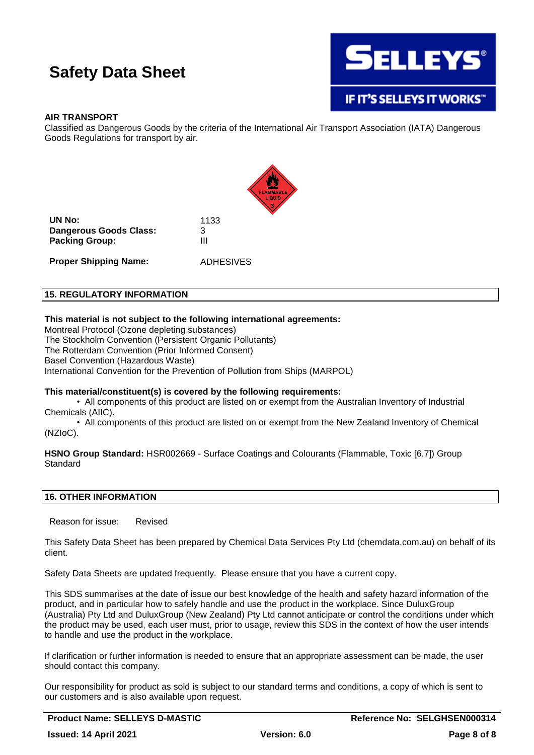**AIR TRANSPORT**

Classified as Dangerous Goods by the criteria of the International Air Transport Association (IATA) Dangerous Goods Regulations for transport by air.

| | |
|---|---|
| **UN No:** | 1133 |
| **Dangerous Goods Class:** | 3 |
| **Packing Group:** | III |
| **Proper Shipping Name:** | ADHESIVES |

## 15. REGULATORY INFORMATION

**This material is not subject to the following international agreements:**

Montreal Protocol (Ozone depleting substances)
The Stockholm Convention (Persistent Organic Pollutants)
The Rotterdam Convention (Prior Informed Consent)
Basel Convention (Hazardous Waste)
International Convention for the Prevention of Pollution from Ships (MARPOL)

**This material/constituent(s) is covered by the following requirements:**

- All components of this product are listed on or exempt from the Australian Inventory of Industrial Chemicals (AIIC).
- All components of this product are listed on or exempt from the New Zealand Inventory of Chemical (NZIoC).

**HSNO Group Standard:** HSR002669 - Surface Coatings and Colourants (Flammable, Toxic [6.7]) Group Standard

## 16. OTHER INFORMATION

Reason for issue: Revised

This Safety Data Sheet has been prepared by Chemical Data Services Pty Ltd (chemdata.com.au) on behalf of its client.

Safety Data Sheets are updated frequently. Please ensure that you have a current copy.

This SDS summarises at the date of issue our best knowledge of the health and safety hazard information of the product, and in particular how to safely handle and use the product in the workplace. Since DuluxGroup (Australia) Pty Ltd and DuluxGroup (New Zealand) Pty Ltd cannot anticipate or control the conditions under which the product may be used, each user must, prior to usage, review this SDS in the context of how the user intends to handle and use the product in the workplace.

If clarification or further information is needed to ensure that an appropriate assessment can be made, the user should contact this company.

Our responsibility for product as sold is subject to our standard terms and conditions, a copy of which is sent to our customers and is also available upon request.